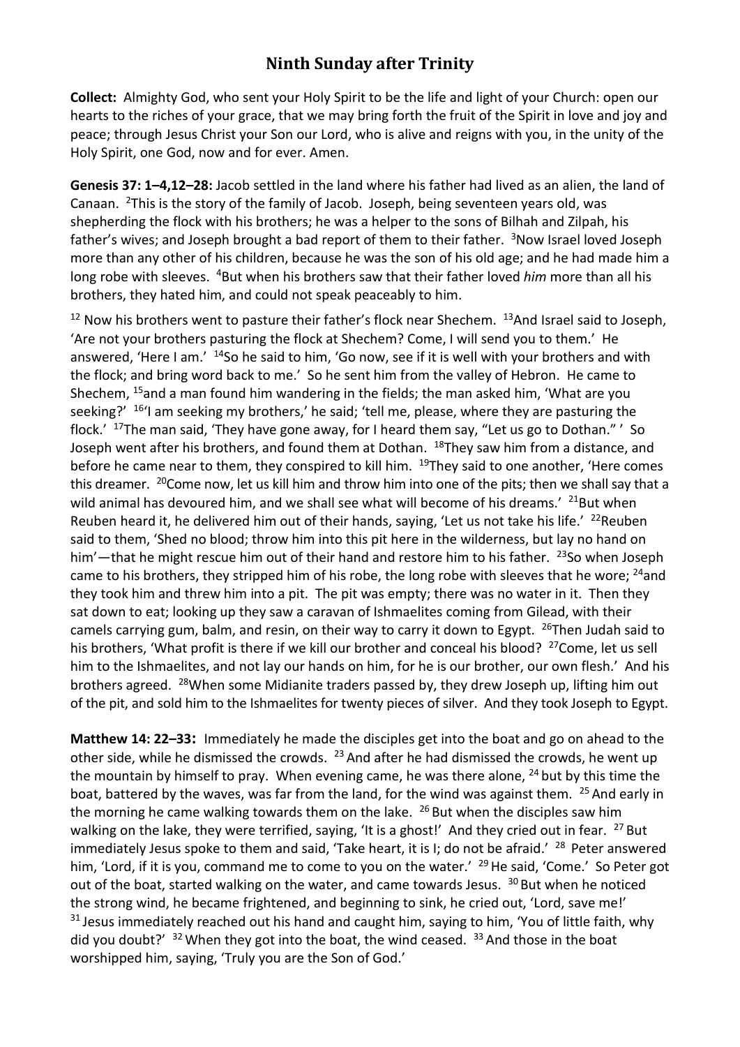# Ninth Sunday after Trinity

**Collect:** Almighty God, who sent your Holy Spirit to be the life and light of your Church: open our hearts to the riches of your grace, that we may bring forth the fruit of the Spirit in love and joy and peace; through Jesus Christ your Son our Lord, who is alive and reigns with you, in the unity of the Holy Spirit, one God, now and for ever. Amen.

**Genesis 37: 1–4,12–28:** Jacob settled in the land where his father had lived as an alien, the land of Canaan. [2]This is the story of the family of Jacob. Joseph, being seventeen years old, was shepherding the flock with his brothers; he was a helper to the sons of Bilhah and Zilpah, his father's wives; and Joseph brought a bad report of them to their father. [3]Now Israel loved Joseph more than any other of his children, because he was the son of his old age; and he had made him a long robe with sleeves. [4]But when his brothers saw that their father loved *him* more than all his brothers, they hated him, and could not speak peaceably to him.

[12] Now his brothers went to pasture their father's flock near Shechem. [13]And Israel said to Joseph, 'Are not your brothers pasturing the flock at Shechem? Come, I will send you to them.' He answered, 'Here I am.' [14]So he said to him, 'Go now, see if it is well with your brothers and with the flock; and bring word back to me.' So he sent him from the valley of Hebron. He came to Shechem, [15]and a man found him wandering in the fields; the man asked him, 'What are you seeking?' [16]'I am seeking my brothers,' he said; 'tell me, please, where they are pasturing the flock.' [17]The man said, 'They have gone away, for I heard them say, "Let us go to Dothan." ' So Joseph went after his brothers, and found them at Dothan. [18]They saw him from a distance, and before he came near to them, they conspired to kill him. [19]They said to one another, 'Here comes this dreamer. [20]Come now, let us kill him and throw him into one of the pits; then we shall say that a wild animal has devoured him, and we shall see what will become of his dreams.' [21]But when Reuben heard it, he delivered him out of their hands, saying, 'Let us not take his life.' [22]Reuben said to them, 'Shed no blood; throw him into this pit here in the wilderness, but lay no hand on him'—that he might rescue him out of their hand and restore him to his father. [23]So when Joseph came to his brothers, they stripped him of his robe, the long robe with sleeves that he wore; [24]and they took him and threw him into a pit. The pit was empty; there was no water in it. Then they sat down to eat; looking up they saw a caravan of Ishmaelites coming from Gilead, with their camels carrying gum, balm, and resin, on their way to carry it down to Egypt. [26]Then Judah said to his brothers, 'What profit is there if we kill our brother and conceal his blood? [27]Come, let us sell him to the Ishmaelites, and not lay our hands on him, for he is our brother, our own flesh.' And his brothers agreed. [28]When some Midianite traders passed by, they drew Joseph up, lifting him out of the pit, and sold him to the Ishmaelites for twenty pieces of silver. And they took Joseph to Egypt.

**Matthew 14: 22–33:** Immediately he made the disciples get into the boat and go on ahead to the other side, while he dismissed the crowds. [23] And after he had dismissed the crowds, he went up the mountain by himself to pray. When evening came, he was there alone, [24] but by this time the boat, battered by the waves, was far from the land, for the wind was against them. [25] And early in the morning he came walking towards them on the lake. [26] But when the disciples saw him walking on the lake, they were terrified, saying, 'It is a ghost!' And they cried out in fear. [27] But immediately Jesus spoke to them and said, 'Take heart, it is I; do not be afraid.' [28] Peter answered him, 'Lord, if it is you, command me to come to you on the water.' [29] He said, 'Come.' So Peter got out of the boat, started walking on the water, and came towards Jesus. [30] But when he noticed the strong wind, he became frightened, and beginning to sink, he cried out, 'Lord, save me!' [31] Jesus immediately reached out his hand and caught him, saying to him, 'You of little faith, why did you doubt?' [32] When they got into the boat, the wind ceased. [33] And those in the boat worshipped him, saying, 'Truly you are the Son of God.'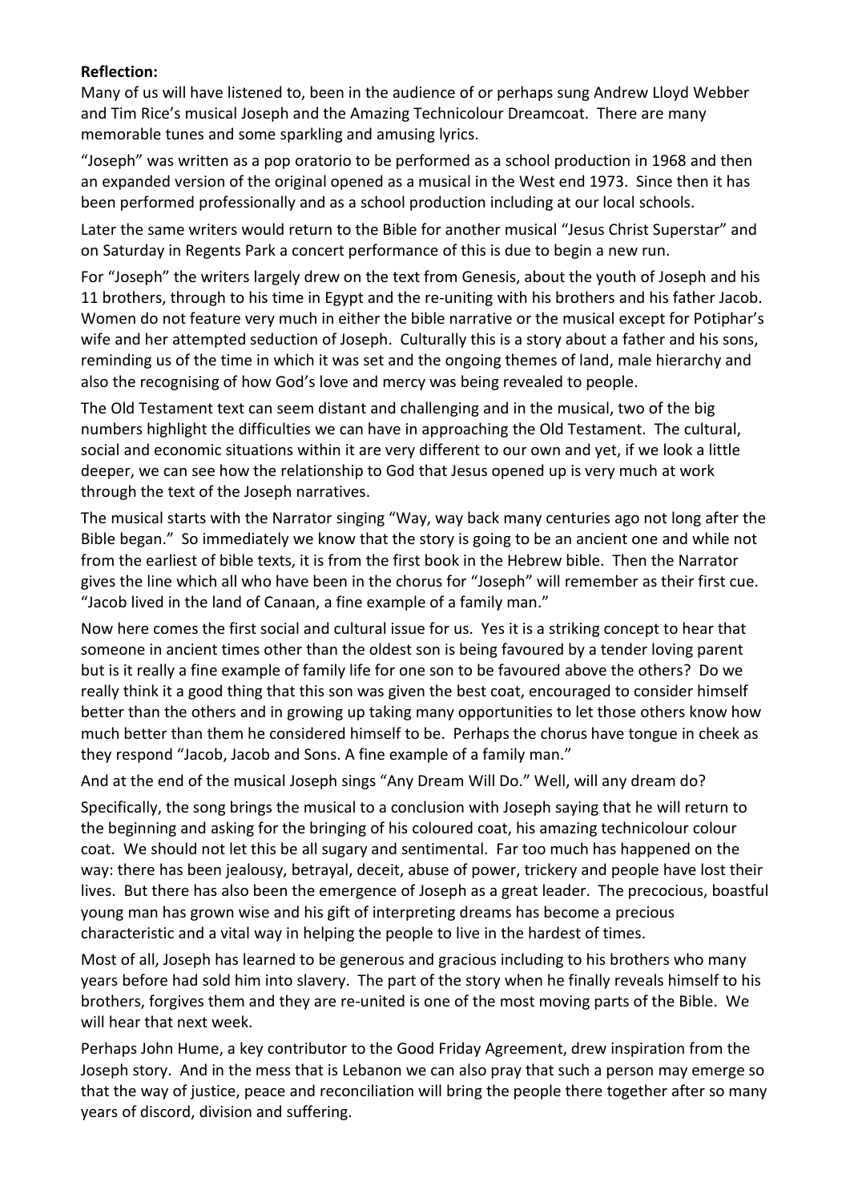**Reflection:**

Many of us will have listened to, been in the audience of or perhaps sung Andrew Lloyd Webber and Tim Rice's musical Joseph and the Amazing Technicolour Dreamcoat. There are many memorable tunes and some sparkling and amusing lyrics.

"Joseph" was written as a pop oratorio to be performed as a school production in 1968 and then an expanded version of the original opened as a musical in the West end 1973. Since then it has been performed professionally and as a school production including at our local schools.

Later the same writers would return to the Bible for another musical "Jesus Christ Superstar" and on Saturday in Regents Park a concert performance of this is due to begin a new run.

For "Joseph" the writers largely drew on the text from Genesis, about the youth of Joseph and his 11 brothers, through to his time in Egypt and the re-uniting with his brothers and his father Jacob. Women do not feature very much in either the bible narrative or the musical except for Potiphar's wife and her attempted seduction of Joseph. Culturally this is a story about a father and his sons, reminding us of the time in which it was set and the ongoing themes of land, male hierarchy and also the recognising of how God's love and mercy was being revealed to people.

The Old Testament text can seem distant and challenging and in the musical, two of the big numbers highlight the difficulties we can have in approaching the Old Testament. The cultural, social and economic situations within it are very different to our own and yet, if we look a little deeper, we can see how the relationship to God that Jesus opened up is very much at work through the text of the Joseph narratives.

The musical starts with the Narrator singing "Way, way back many centuries ago not long after the Bible began." So immediately we know that the story is going to be an ancient one and while not from the earliest of bible texts, it is from the first book in the Hebrew bible. Then the Narrator gives the line which all who have been in the chorus for "Joseph" will remember as their first cue. "Jacob lived in the land of Canaan, a fine example of a family man."

Now here comes the first social and cultural issue for us. Yes it is a striking concept to hear that someone in ancient times other than the oldest son is being favoured by a tender loving parent but is it really a fine example of family life for one son to be favoured above the others? Do we really think it a good thing that this son was given the best coat, encouraged to consider himself better than the others and in growing up taking many opportunities to let those others know how much better than them he considered himself to be. Perhaps the chorus have tongue in cheek as they respond "Jacob, Jacob and Sons. A fine example of a family man."

And at the end of the musical Joseph sings "Any Dream Will Do." Well, will any dream do?

Specifically, the song brings the musical to a conclusion with Joseph saying that he will return to the beginning and asking for the bringing of his coloured coat, his amazing technicolour colour coat. We should not let this be all sugary and sentimental. Far too much has happened on the way: there has been jealousy, betrayal, deceit, abuse of power, trickery and people have lost their lives. But there has also been the emergence of Joseph as a great leader. The precocious, boastful young man has grown wise and his gift of interpreting dreams has become a precious characteristic and a vital way in helping the people to live in the hardest of times.

Most of all, Joseph has learned to be generous and gracious including to his brothers who many years before had sold him into slavery. The part of the story when he finally reveals himself to his brothers, forgives them and they are re-united is one of the most moving parts of the Bible. We will hear that next week.

Perhaps John Hume, a key contributor to the Good Friday Agreement, drew inspiration from the Joseph story. And in the mess that is Lebanon we can also pray that such a person may emerge so that the way of justice, peace and reconciliation will bring the people there together after so many years of discord, division and suffering.